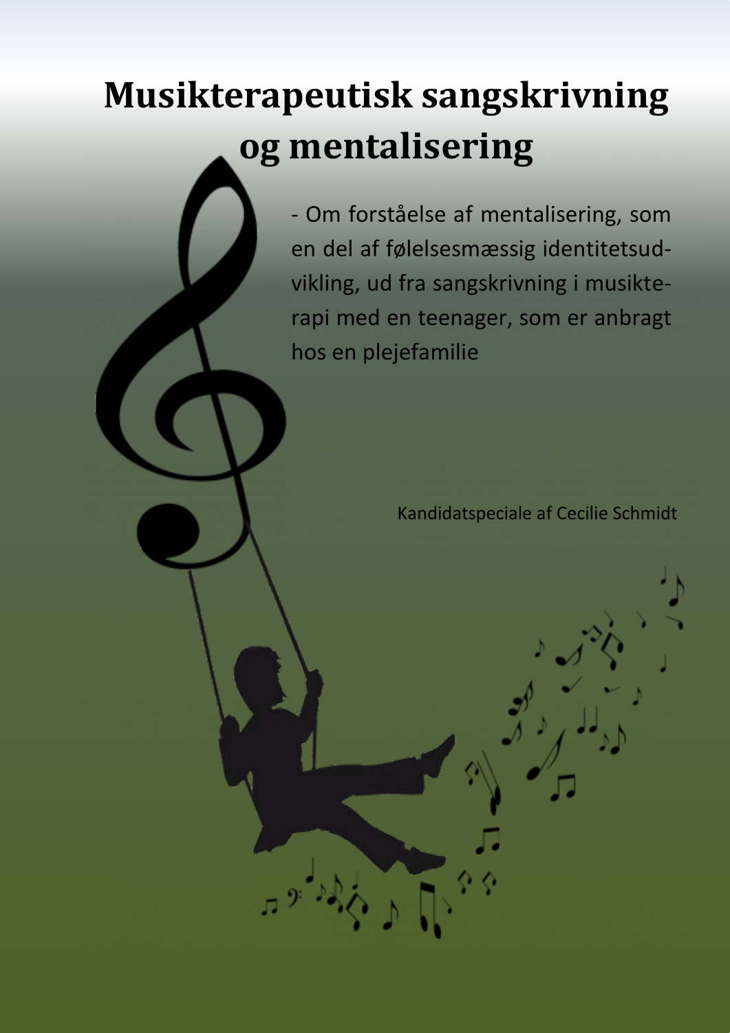# Musikterapeutisk sangskrivning og mentalisering

- Om forståelse af mentalisering, som en del af følelsesmæssig identitetsudvikling, ud fra sangskrivning i musikterapi med en teenager, som er anbragt hos en plejefamilie

Kandidatspeciale af Cecilie Schmidt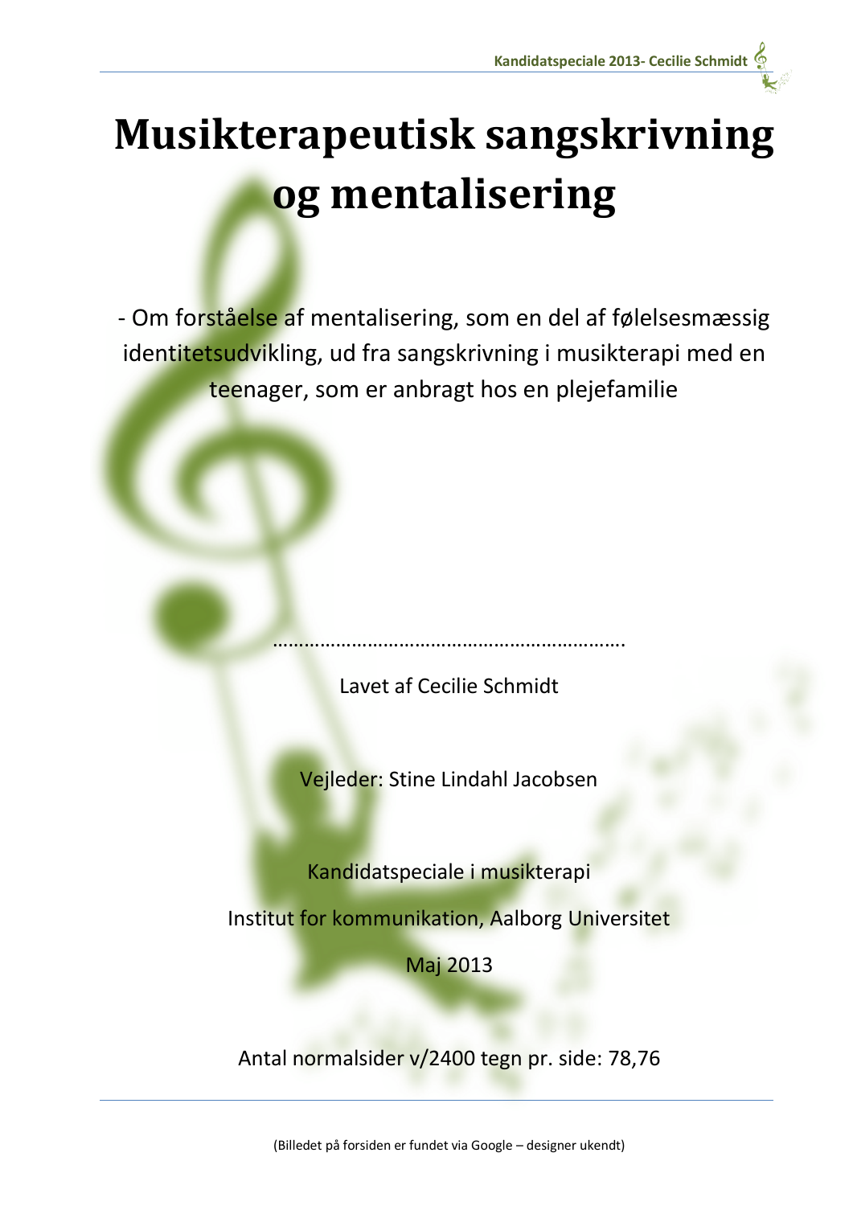# Musikterapeutisk sangskrivning og mentalisering

- Om forståelse af mentalisering, som en del af følelsesmæssig identitetsudvikling, ud fra sangskrivning i musikterapi med en teenager, som er anbragt hos en plejefamilie

……………………………………………………….

Lavet af Cecilie Schmidt

Vejleder: Stine Lindahl Jacobsen

Kandidatspeciale i musikterapi

Institut for kommunikation, Aalborg Universitet

Maj 2013

Antal normalsider v/2400 tegn pr. side: 78,76

(Billedet på forsiden er fundet via Google – designer ukendt)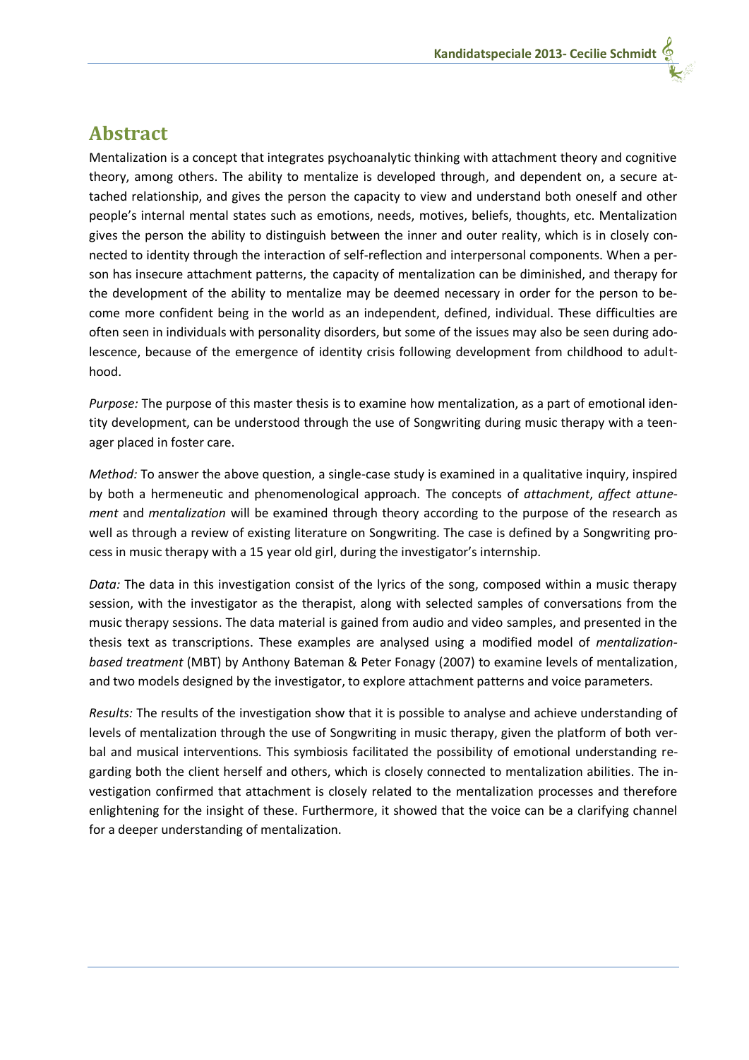# Abstract

Mentalization is a concept that integrates psychoanalytic thinking with attachment theory and cognitive theory, among others. The ability to mentalize is developed through, and dependent on, a secure attached relationship, and gives the person the capacity to view and understand both oneself and other people's internal mental states such as emotions, needs, motives, beliefs, thoughts, etc. Mentalization gives the person the ability to distinguish between the inner and outer reality, which is in closely connected to identity through the interaction of self-reflection and interpersonal components. When a person has insecure attachment patterns, the capacity of mentalization can be diminished, and therapy for the development of the ability to mentalize may be deemed necessary in order for the person to become more confident being in the world as an independent, defined, individual. These difficulties are often seen in individuals with personality disorders, but some of the issues may also be seen during adolescence, because of the emergence of identity crisis following development from childhood to adulthood.

*Purpose:* The purpose of this master thesis is to examine how mentalization, as a part of emotional identity development, can be understood through the use of Songwriting during music therapy with a teenager placed in foster care.

*Method:* To answer the above question, a single-case study is examined in a qualitative inquiry, inspired by both a hermeneutic and phenomenological approach. The concepts of *attachment*, *affect attunement* and *mentalization* will be examined through theory according to the purpose of the research as well as through a review of existing literature on Songwriting. The case is defined by a Songwriting process in music therapy with a 15 year old girl, during the investigator's internship.

*Data:* The data in this investigation consist of the lyrics of the song, composed within a music therapy session, with the investigator as the therapist, along with selected samples of conversations from the music therapy sessions. The data material is gained from audio and video samples, and presented in the thesis text as transcriptions. These examples are analysed using a modified model of *mentalization-based treatment* (MBT) by Anthony Bateman & Peter Fonagy (2007) to examine levels of mentalization, and two models designed by the investigator, to explore attachment patterns and voice parameters.

*Results:* The results of the investigation show that it is possible to analyse and achieve understanding of levels of mentalization through the use of Songwriting in music therapy, given the platform of both verbal and musical interventions. This symbiosis facilitated the possibility of emotional understanding regarding both the client herself and others, which is closely connected to mentalization abilities. The investigation confirmed that attachment is closely related to the mentalization processes and therefore enlightening for the insight of these. Furthermore, it showed that the voice can be a clarifying channel for a deeper understanding of mentalization.